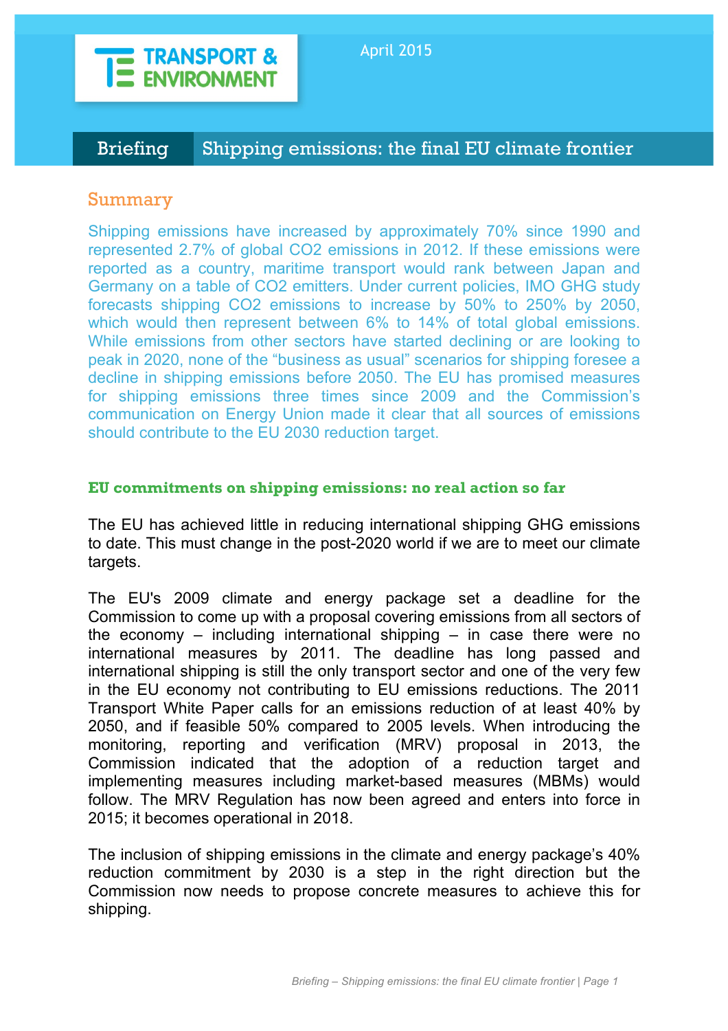TRANSPORT & ENVIRONMENT

April 2015

# Briefing — Shipping emissions: the final EU climate frontier

## Summary

Shipping emissions have increased by approximately 70% since 1990 and represented 2.7% of global $CO_2$ emissions in 2012. If these emissions were reported as a country, maritime transport would rank between Japan and Germany on a table of $CO_2$ emitters. Under current policies, IMO GHG study forecasts shipping $CO_2$ emissions to increase by 50% to 250% by 2050, which would then represent between 6% to 14% of total global emissions. While emissions from other sectors have started declining or are looking to peak in 2020, none of the “business as usual” scenarios for shipping foresee a decline in shipping emissions before 2050. The EU has promised measures for shipping emissions three times since 2009 and the Commission’s communication on Energy Union made it clear that all sources of emissions should contribute to the EU 2030 reduction target.

### EU commitments on shipping emissions: no real action so far

The EU has achieved little in reducing international shipping GHG emissions to date. This must change in the post-2020 world if we are to meet our climate targets.

The EU's 2009 climate and energy package set a deadline for the Commission to come up with a proposal covering emissions from all sectors of the economy – including international shipping – in case there were no international measures by 2011. The deadline has long passed and international shipping is still the only transport sector and one of the very few in the EU economy not contributing to EU emissions reductions. The 2011 Transport White Paper calls for an emissions reduction of at least 40% by 2050, and if feasible 50% compared to 2005 levels. When introducing the monitoring, reporting and verification (MRV) proposal in 2013, the Commission indicated that the adoption of a reduction target and implementing measures including market-based measures (MBMs) would follow. The MRV Regulation has now been agreed and enters into force in 2015; it becomes operational in 2018.

The inclusion of shipping emissions in the climate and energy package’s 40% reduction commitment by 2030 is a step in the right direction but the Commission now needs to propose concrete measures to achieve this for shipping.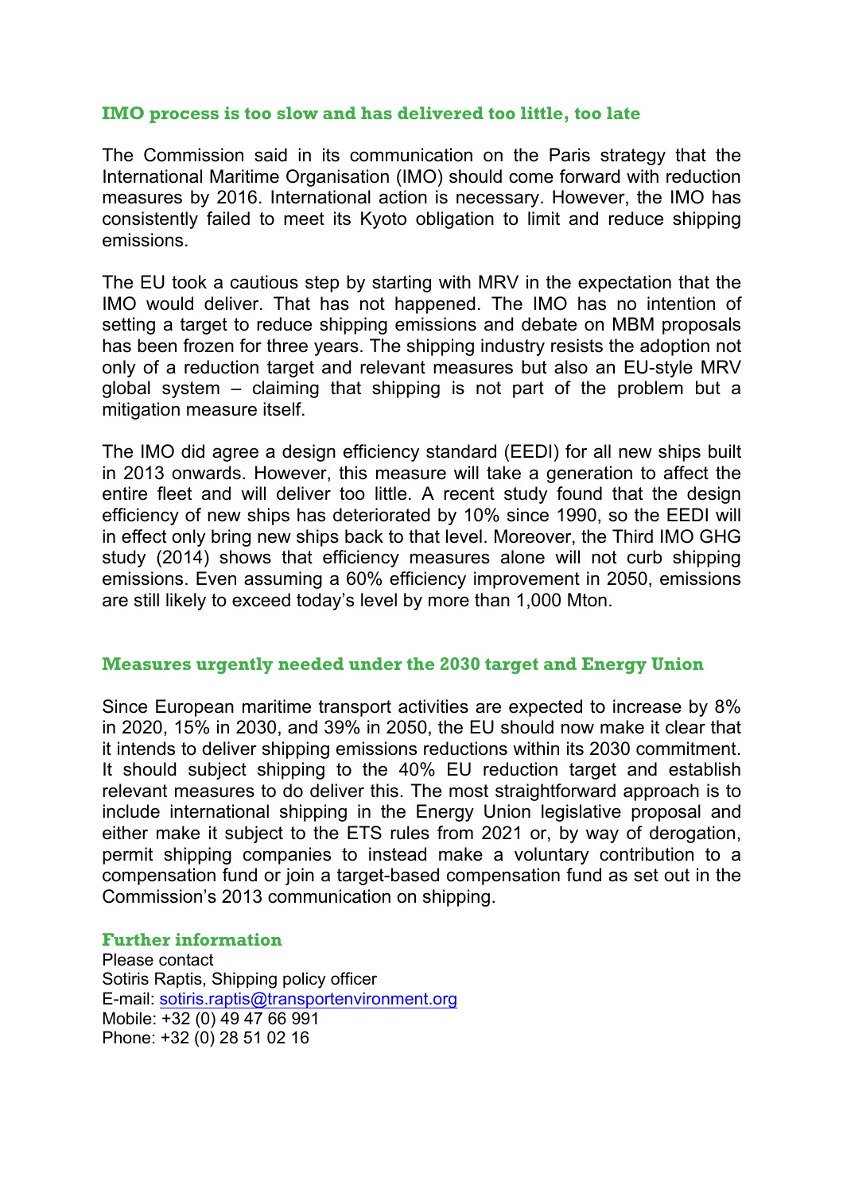## IMO process is too slow and has delivered too little, too late

The Commission said in its communication on the Paris strategy that the International Maritime Organisation (IMO) should come forward with reduction measures by 2016. International action is necessary. However, the IMO has consistently failed to meet its Kyoto obligation to limit and reduce shipping emissions.

The EU took a cautious step by starting with MRV in the expectation that the IMO would deliver. That has not happened. The IMO has no intention of setting a target to reduce shipping emissions and debate on MBM proposals has been frozen for three years. The shipping industry resists the adoption not only of a reduction target and relevant measures but also an EU-style MRV global system – claiming that shipping is not part of the problem but a mitigation measure itself.

The IMO did agree a design efficiency standard (EEDI) for all new ships built in 2013 onwards. However, this measure will take a generation to affect the entire fleet and will deliver too little. A recent study found that the design efficiency of new ships has deteriorated by 10% since 1990, so the EEDI will in effect only bring new ships back to that level. Moreover, the Third IMO GHG study (2014) shows that efficiency measures alone will not curb shipping emissions. Even assuming a 60% efficiency improvement in 2050, emissions are still likely to exceed today's level by more than 1,000 Mton.

## Measures urgently needed under the 2030 target and Energy Union

Since European maritime transport activities are expected to increase by 8% in 2020, 15% in 2030, and 39% in 2050, the EU should now make it clear that it intends to deliver shipping emissions reductions within its 2030 commitment. It should subject shipping to the 40% EU reduction target and establish relevant measures to do deliver this. The most straightforward approach is to include international shipping in the Energy Union legislative proposal and either make it subject to the ETS rules from 2021 or, by way of derogation, permit shipping companies to instead make a voluntary contribution to a compensation fund or join a target-based compensation fund as set out in the Commission's 2013 communication on shipping.

## Further information

Please contact  
Sotiris Raptis, Shipping policy officer  
E-mail: sotiris.raptis@transportenvironment.org  
Mobile: +32 (0) 49 47 66 991  
Phone: +32 (0) 28 51 02 16